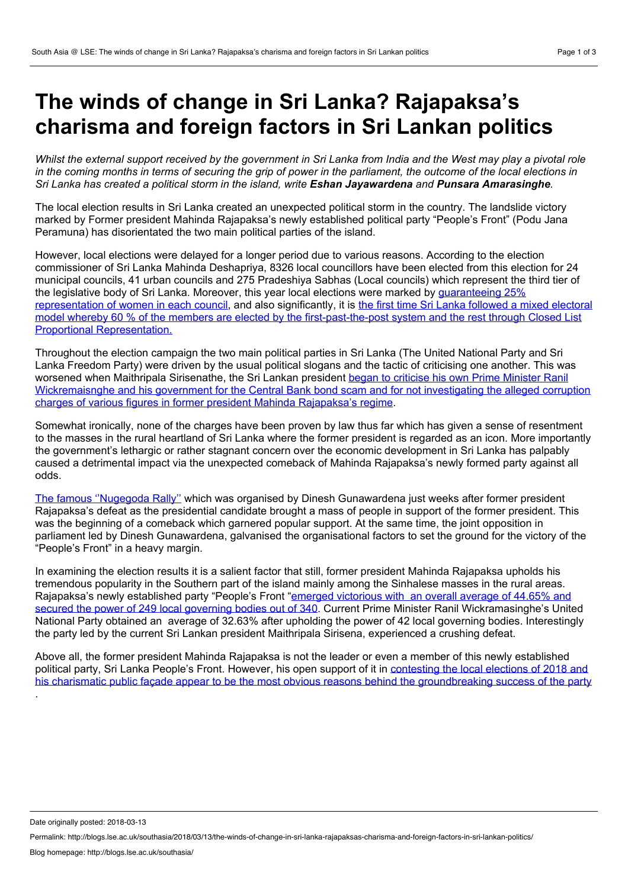# The winds of change in Sri Lanka? Rajapaksa's charisma and foreign factors in Sri Lankan politics

*Whilst the external support received by the government in Sri Lanka from India and the West may play a pivotal role in the coming months in terms of securing the grip of power in the parliament, the outcome of the local elections in Sri Lanka has created a political storm in the island, write **Eshan Jayawardena** and **Punsara Amarasinghe**.*

The local election results in Sri Lanka created an unexpected political storm in the country. The landslide victory marked by Former president Mahinda Rajapaksa's newly established political party "People's Front" (Podu Jana Peramuna) has disorientated the two main political parties of the island.

However, local elections were delayed for a longer period due to various reasons. According to the election commissioner of Sri Lanka Mahinda Deshapriya, 8326 local councillors have been elected from this election for 24 municipal councils, 41 urban councils and 275 Pradeshiya Sabhas (Local councils) which represent the third tier of the legislative body of Sri Lanka. Moreover, this year local elections were marked by guaranteeing 25% representation of women in each council, and also significantly, it is the first time Sri Lanka followed a mixed electoral model whereby 60 % of the members are elected by the first-past-the-post system and the rest through Closed List Proportional Representation.

Throughout the election campaign the two main political parties in Sri Lanka (The United National Party and Sri Lanka Freedom Party) were driven by the usual political slogans and the tactic of criticising one another. This was worsened when Maithripala Sirisenathe, the Sri Lankan president began to criticise his own Prime Minister Ranil Wickremaisnghe and his government for the Central Bank bond scam and for not investigating the alleged corruption charges of various figures in former president Mahinda Rajapaksa's regime.

Somewhat ironically, none of the charges have been proven by law thus far which has given a sense of resentment to the masses in the rural heartland of Sri Lanka where the former president is regarded as an icon. More importantly the government's lethargic or rather stagnant concern over the economic development in Sri Lanka has palpably caused a detrimental impact via the unexpected comeback of Mahinda Rajapaksa's newly formed party against all odds.

The famous ''Nugegoda Rally'' which was organised by Dinesh Gunawardena just weeks after former president Rajapaksa's defeat as the presidential candidate brought a mass of people in support of the former president. This was the beginning of a comeback which garnered popular support. At the same time, the joint opposition in parliament led by Dinesh Gunawardena, galvanised the organisational factors to set the ground for the victory of the "People's Front" in a heavy margin.

In examining the election results it is a salient factor that still, former president Mahinda Rajapaksa upholds his tremendous popularity in the Southern part of the island mainly among the Sinhalese masses in the rural areas. Rajapaksa's newly established party "People's Front "emerged victorious with an overall average of 44.65% and secured the power of 249 local governing bodies out of 340. Current Prime Minister Ranil Wickramasinghe's United National Party obtained an average of 32.63% after upholding the power of 42 local governing bodies. Interestingly the party led by the current Sri Lankan president Maithripala Sirisena, experienced a crushing defeat.

Above all, the former president Mahinda Rajapaksa is not the leader or even a member of this newly established political party, Sri Lanka People's Front. However, his open support of it in contesting the local elections of 2018 and his charismatic public façade appear to be the most obvious reasons behind the groundbreaking success of the party.

Date originally posted: 2018-03-13

Permalink: http://blogs.lse.ac.uk/southasia/2018/03/13/the-winds-of-change-in-sri-lanka-rajapaksas-charisma-and-foreign-factors-in-sri-lankan-politics/

Blog homepage: http://blogs.lse.ac.uk/southasia/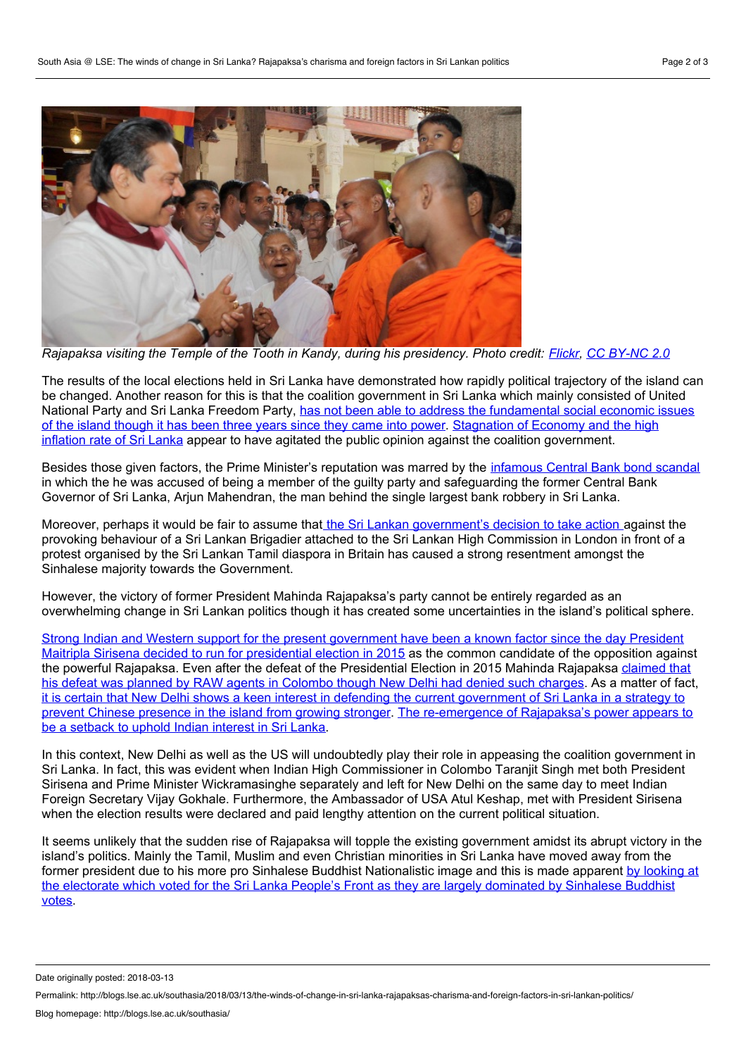*Rajapaksa visiting the Temple of the Tooth in Kandy, during his presidency. Photo credit: Flickr, CC BY-NC 2.0*

The results of the local elections held in Sri Lanka have demonstrated how rapidly political trajectory of the island can be changed. Another reason for this is that the coalition government in Sri Lanka which mainly consisted of United National Party and Sri Lanka Freedom Party, has not been able to address the fundamental social economic issues of the island though it has been three years since they came into power. Stagnation of Economy and the high inflation rate of Sri Lanka appear to have agitated the public opinion against the coalition government.

Besides those given factors, the Prime Minister's reputation was marred by the infamous Central Bank bond scandal in which the he was accused of being a member of the guilty party and safeguarding the former Central Bank Governor of Sri Lanka, Arjun Mahendran, the man behind the single largest bank robbery in Sri Lanka.

Moreover, perhaps it would be fair to assume that the Sri Lankan government's decision to take action against the provoking behaviour of a Sri Lankan Brigadier attached to the Sri Lankan High Commission in London in front of a protest organised by the Sri Lankan Tamil diaspora in Britain has caused a strong resentment amongst the Sinhalese majority towards the Government.

However, the victory of former President Mahinda Rajapaksa's party cannot be entirely regarded as an overwhelming change in Sri Lankan politics though it has created some uncertainties in the island's political sphere.

Strong Indian and Western support for the present government have been a known factor since the day President Maitripla Sirisena decided to run for presidential election in 2015 as the common candidate of the opposition against the powerful Rajapaksa. Even after the defeat of the Presidential Election in 2015 Mahinda Rajapaksa claimed that his defeat was planned by RAW agents in Colombo though New Delhi had denied such charges. As a matter of fact, it is certain that New Delhi shows a keen interest in defending the current government of Sri Lanka in a strategy to prevent Chinese presence in the island from growing stronger. The re-emergence of Rajapaksa's power appears to be a setback to uphold Indian interest in Sri Lanka.

In this context, New Delhi as well as the US will undoubtedly play their role in appeasing the coalition government in Sri Lanka. In fact, this was evident when Indian High Commissioner in Colombo Taranjit Singh met both President Sirisena and Prime Minister Wickramasinghe separately and left for New Delhi on the same day to meet Indian Foreign Secretary Vijay Gokhale. Furthermore, the Ambassador of USA Atul Keshap, met with President Sirisena when the election results were declared and paid lengthy attention on the current political situation.

It seems unlikely that the sudden rise of Rajapaksa will topple the existing government amidst its abrupt victory in the island's politics. Mainly the Tamil, Muslim and even Christian minorities in Sri Lanka have moved away from the former president due to his more pro Sinhalese Buddhist Nationalistic image and this is made apparent by looking at the electorate which voted for the Sri Lanka People's Front as they are largely dominated by Sinhalese Buddhist votes.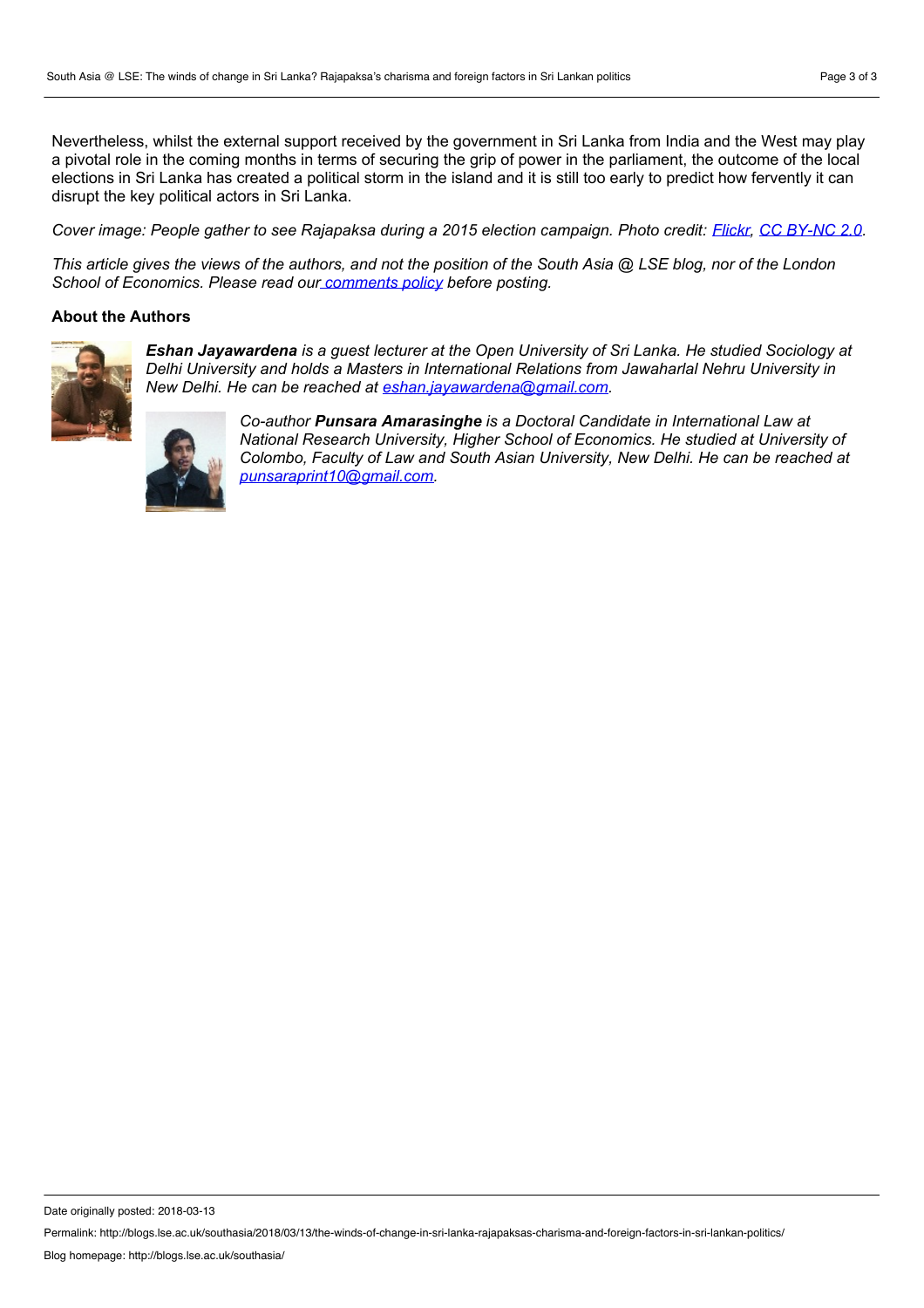Nevertheless, whilst the external support received by the government in Sri Lanka from India and the West may play a pivotal role in the coming months in terms of securing the grip of power in the parliament, the outcome of the local elections in Sri Lanka has created a political storm in the island and it is still too early to predict how fervently it can disrupt the key political actors in Sri Lanka.

*Cover image: People gather to see Rajapaksa during a 2015 election campaign. Photo credit: Flickr, CC BY-NC 2.0.*

*This article gives the views of the authors, and not the position of the South Asia @ LSE blog, nor of the London School of Economics. Please read our comments policy before posting.*

**About the Authors**

***Eshan Jayawardena*** *is a guest lecturer at the Open University of Sri Lanka. He studied Sociology at Delhi University and holds a Masters in International Relations from Jawaharlal Nehru University in New Delhi. He can be reached at eshan.jayawardena@gmail.com.*

*Co-author* ***Punsara Amarasinghe*** *is a Doctoral Candidate in International Law at National Research University, Higher School of Economics. He studied at University of Colombo, Faculty of Law and South Asian University, New Delhi. He can be reached at punsaraprint10@gmail.com.*

Date originally posted: 2018-03-13

Permalink: http://blogs.lse.ac.uk/southasia/2018/03/13/the-winds-of-change-in-sri-lanka-rajapaksas-charisma-and-foreign-factors-in-sri-lankan-politics/

Blog homepage: http://blogs.lse.ac.uk/southasia/